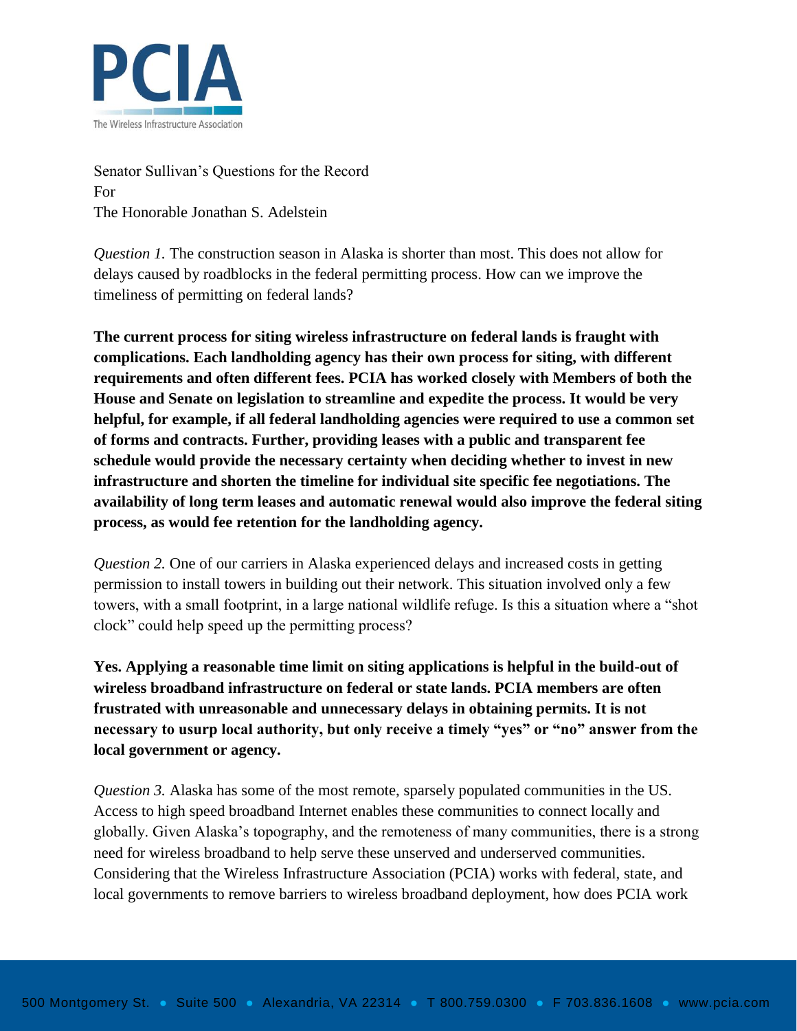**PCIA**

The Wireless Infrastructure Association

Senator Sullivan's Questions for the Record
For
The Honorable Jonathan S. Adelstein

*Question 1.* The construction season in Alaska is shorter than most. This does not allow for delays caused by roadblocks in the federal permitting process. How can we improve the timeliness of permitting on federal lands?

**The current process for siting wireless infrastructure on federal lands is fraught with complications. Each landholding agency has their own process for siting, with different requirements and often different fees. PCIA has worked closely with Members of both the House and Senate on legislation to streamline and expedite the process. It would be very helpful, for example, if all federal landholding agencies were required to use a common set of forms and contracts. Further, providing leases with a public and transparent fee schedule would provide the necessary certainty when deciding whether to invest in new infrastructure and shorten the timeline for individual site specific fee negotiations. The availability of long term leases and automatic renewal would also improve the federal siting process, as would fee retention for the landholding agency.**

*Question 2.* One of our carriers in Alaska experienced delays and increased costs in getting permission to install towers in building out their network. This situation involved only a few towers, with a small footprint, in a large national wildlife refuge. Is this a situation where a "shot clock" could help speed up the permitting process?

**Yes. Applying a reasonable time limit on siting applications is helpful in the build-out of wireless broadband infrastructure on federal or state lands. PCIA members are often frustrated with unreasonable and unnecessary delays in obtaining permits. It is not necessary to usurp local authority, but only receive a timely "yes" or "no" answer from the local government or agency.**

*Question 3.* Alaska has some of the most remote, sparsely populated communities in the US. Access to high speed broadband Internet enables these communities to connect locally and globally. Given Alaska's topography, and the remoteness of many communities, there is a strong need for wireless broadband to help serve these unserved and underserved communities. Considering that the Wireless Infrastructure Association (PCIA) works with federal, state, and local governments to remove barriers to wireless broadband deployment, how does PCIA work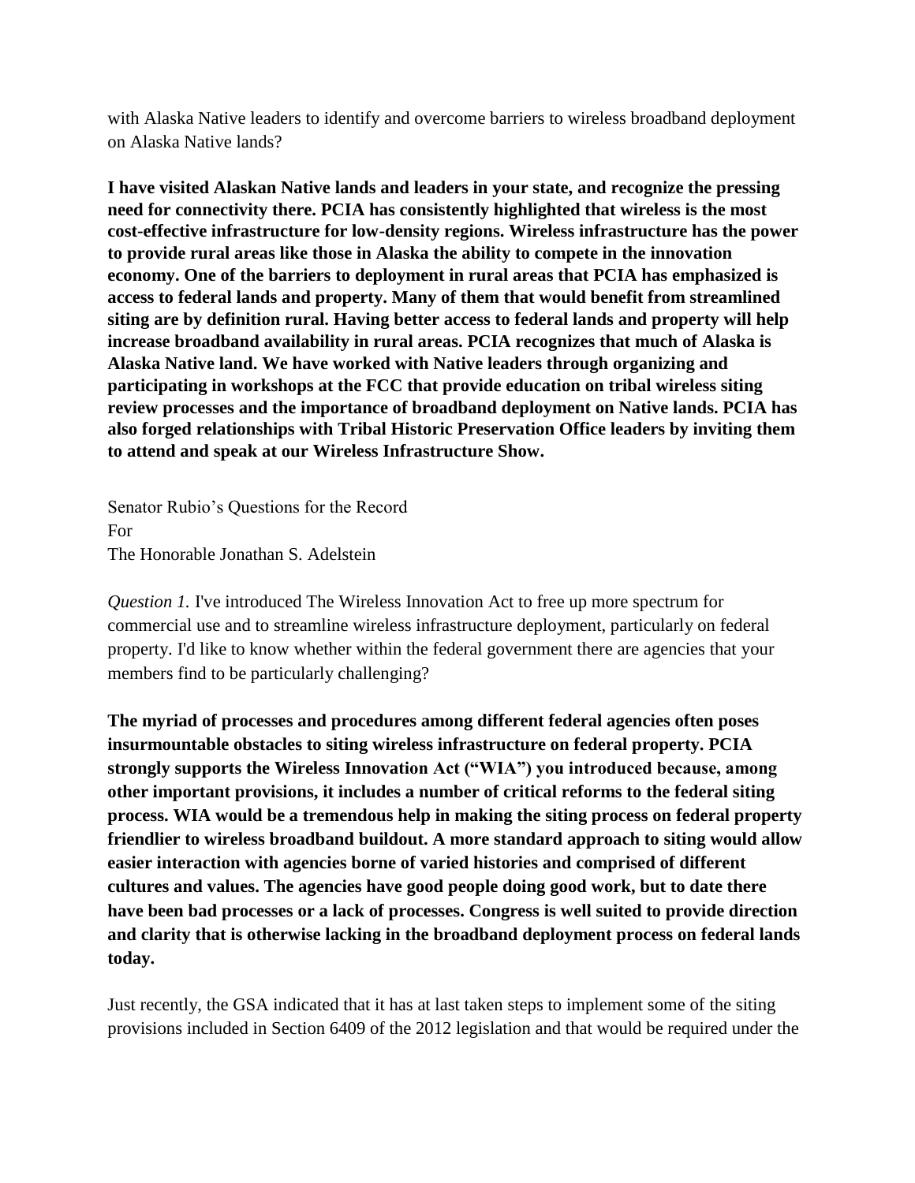with Alaska Native leaders to identify and overcome barriers to wireless broadband deployment on Alaska Native lands?

**I have visited Alaskan Native lands and leaders in your state, and recognize the pressing need for connectivity there. PCIA has consistently highlighted that wireless is the most cost-effective infrastructure for low-density regions. Wireless infrastructure has the power to provide rural areas like those in Alaska the ability to compete in the innovation economy. One of the barriers to deployment in rural areas that PCIA has emphasized is access to federal lands and property. Many of them that would benefit from streamlined siting are by definition rural. Having better access to federal lands and property will help increase broadband availability in rural areas. PCIA recognizes that much of Alaska is Alaska Native land. We have worked with Native leaders through organizing and participating in workshops at the FCC that provide education on tribal wireless siting review processes and the importance of broadband deployment on Native lands. PCIA has also forged relationships with Tribal Historic Preservation Office leaders by inviting them to attend and speak at our Wireless Infrastructure Show.**

Senator Rubio's Questions for the Record
For
The Honorable Jonathan S. Adelstein

*Question 1.* I've introduced The Wireless Innovation Act to free up more spectrum for commercial use and to streamline wireless infrastructure deployment, particularly on federal property. I'd like to know whether within the federal government there are agencies that your members find to be particularly challenging?

**The myriad of processes and procedures among different federal agencies often poses insurmountable obstacles to siting wireless infrastructure on federal property. PCIA strongly supports the Wireless Innovation Act ("WIA") you introduced because, among other important provisions, it includes a number of critical reforms to the federal siting process. WIA would be a tremendous help in making the siting process on federal property friendlier to wireless broadband buildout. A more standard approach to siting would allow easier interaction with agencies borne of varied histories and comprised of different cultures and values. The agencies have good people doing good work, but to date there have been bad processes or a lack of processes. Congress is well suited to provide direction and clarity that is otherwise lacking in the broadband deployment process on federal lands today.**

Just recently, the GSA indicated that it has at last taken steps to implement some of the siting provisions included in Section 6409 of the 2012 legislation and that would be required under the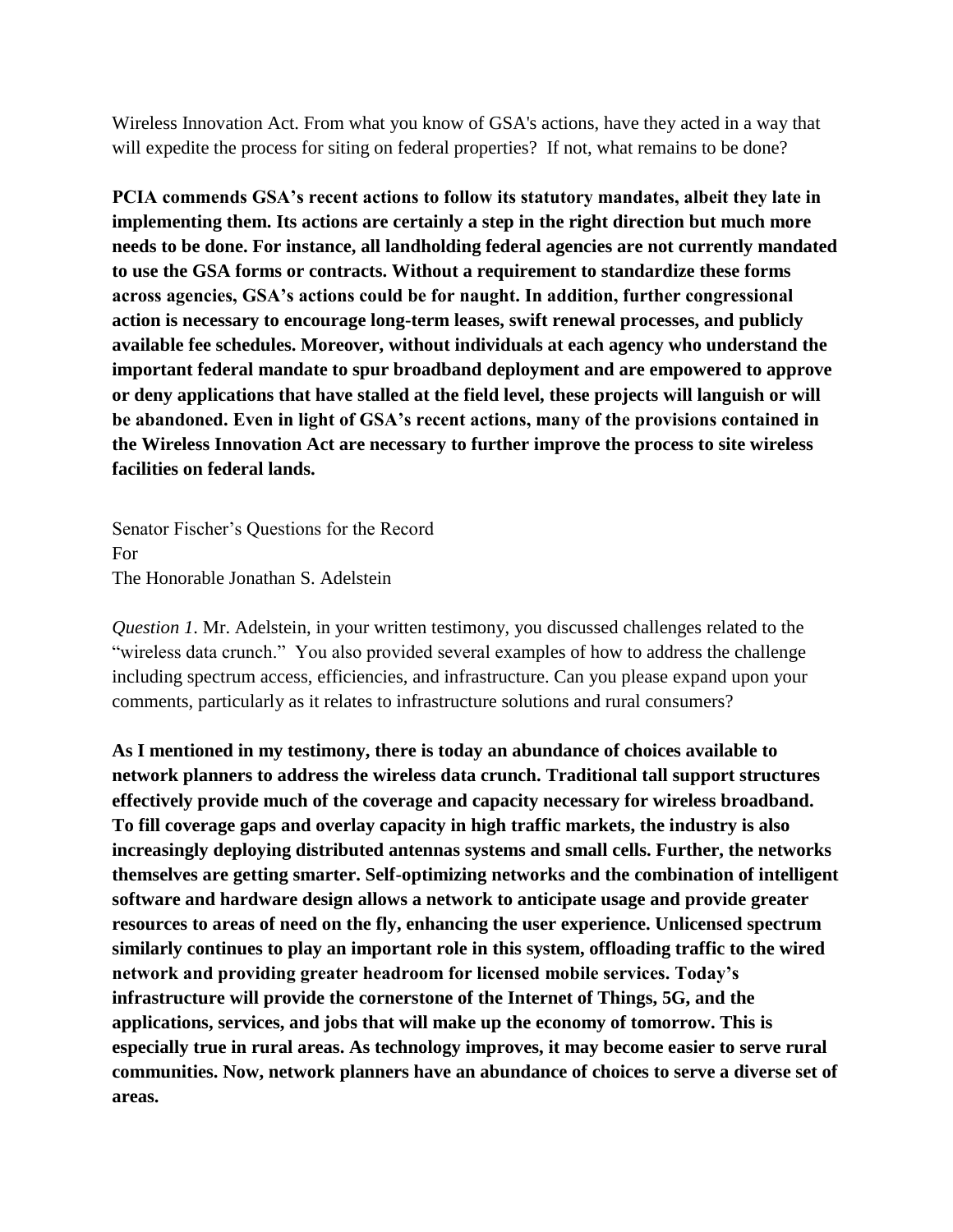Wireless Innovation Act. From what you know of GSA's actions, have they acted in a way that will expedite the process for siting on federal properties? If not, what remains to be done?

**PCIA commends GSA's recent actions to follow its statutory mandates, albeit they late in implementing them. Its actions are certainly a step in the right direction but much more needs to be done. For instance, all landholding federal agencies are not currently mandated to use the GSA forms or contracts. Without a requirement to standardize these forms across agencies, GSA's actions could be for naught. In addition, further congressional action is necessary to encourage long-term leases, swift renewal processes, and publicly available fee schedules. Moreover, without individuals at each agency who understand the important federal mandate to spur broadband deployment and are empowered to approve or deny applications that have stalled at the field level, these projects will languish or will be abandoned. Even in light of GSA's recent actions, many of the provisions contained in the Wireless Innovation Act are necessary to further improve the process to site wireless facilities on federal lands.**

Senator Fischer's Questions for the Record
For
The Honorable Jonathan S. Adelstein

*Question 1*. Mr. Adelstein, in your written testimony, you discussed challenges related to the "wireless data crunch." You also provided several examples of how to address the challenge including spectrum access, efficiencies, and infrastructure. Can you please expand upon your comments, particularly as it relates to infrastructure solutions and rural consumers?

**As I mentioned in my testimony, there is today an abundance of choices available to network planners to address the wireless data crunch. Traditional tall support structures effectively provide much of the coverage and capacity necessary for wireless broadband. To fill coverage gaps and overlay capacity in high traffic markets, the industry is also increasingly deploying distributed antennas systems and small cells. Further, the networks themselves are getting smarter. Self-optimizing networks and the combination of intelligent software and hardware design allows a network to anticipate usage and provide greater resources to areas of need on the fly, enhancing the user experience. Unlicensed spectrum similarly continues to play an important role in this system, offloading traffic to the wired network and providing greater headroom for licensed mobile services. Today's infrastructure will provide the cornerstone of the Internet of Things, 5G, and the applications, services, and jobs that will make up the economy of tomorrow. This is especially true in rural areas. As technology improves, it may become easier to serve rural communities. Now, network planners have an abundance of choices to serve a diverse set of areas.**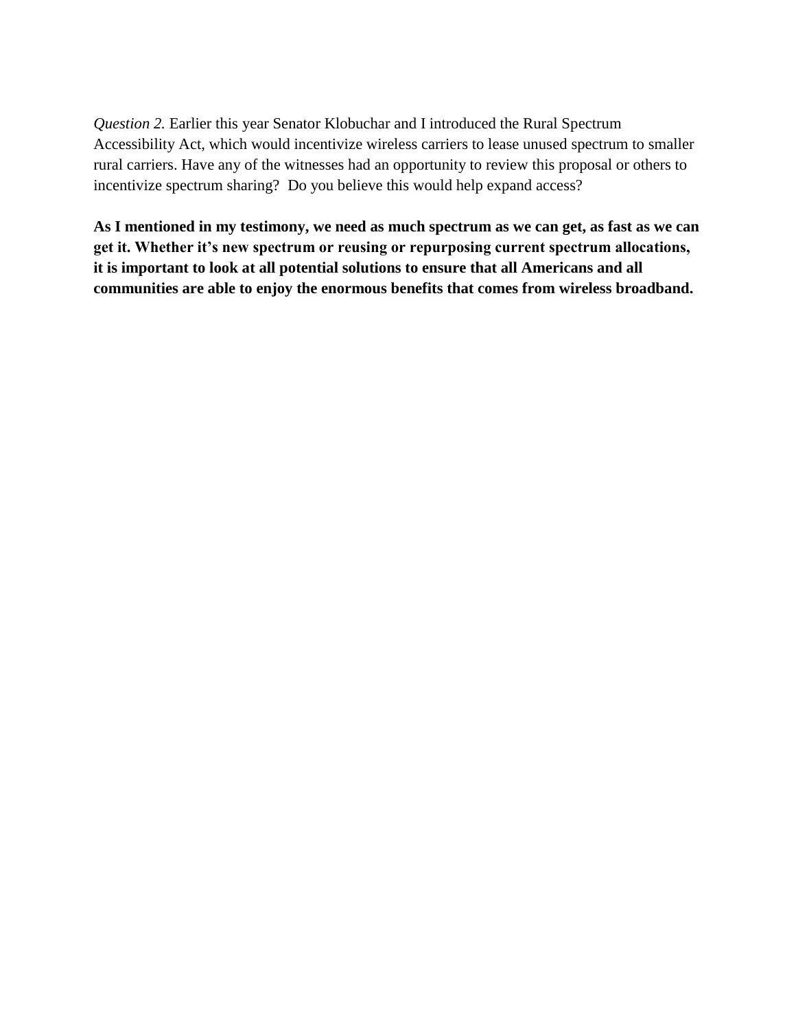*Question 2.* Earlier this year Senator Klobuchar and I introduced the Rural Spectrum Accessibility Act, which would incentivize wireless carriers to lease unused spectrum to smaller rural carriers. Have any of the witnesses had an opportunity to review this proposal or others to incentivize spectrum sharing? Do you believe this would help expand access?

**As I mentioned in my testimony, we need as much spectrum as we can get, as fast as we can get it. Whether it's new spectrum or reusing or repurposing current spectrum allocations, it is important to look at all potential solutions to ensure that all Americans and all communities are able to enjoy the enormous benefits that comes from wireless broadband.**